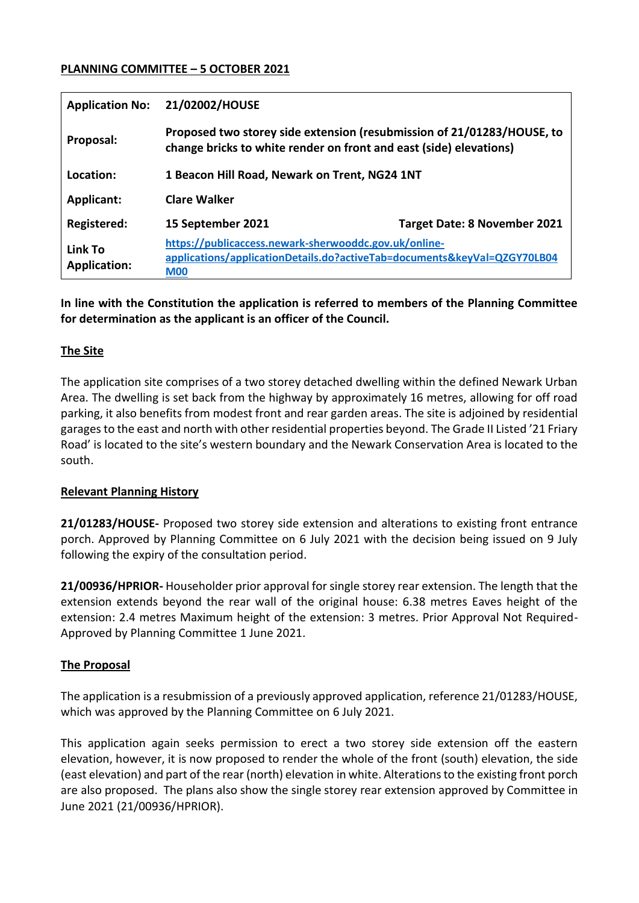**PLANNING COMMITTEE – 5 OCTOBER 2021**

| | | |
|---|---|---|
| **Application No:** | **21/02002/HOUSE** | |
| **Proposal:** | **Proposed two storey side extension (resubmission of 21/01283/HOUSE, to change bricks to white render on front and east (side) elevations)** | |
| **Location:** | **1 Beacon Hill Road, Newark on Trent, NG24 1NT** | |
| **Applicant:** | **Clare Walker** | |
| **Registered:** | **15 September 2021** | **Target Date: 8 November 2021** |
| **Link To Application:** | **https://publicaccess.newark-sherwooddc.gov.uk/online-applications/applicationDetails.do?activeTab=documents&keyVal=QZGY70LB04M00** | |

**In line with the Constitution the application is referred to members of the Planning Committee for determination as the applicant is an officer of the Council.**

**The Site**

The application site comprises of a two storey detached dwelling within the defined Newark Urban Area. The dwelling is set back from the highway by approximately 16 metres, allowing for off road parking, it also benefits from modest front and rear garden areas. The site is adjoined by residential garages to the east and north with other residential properties beyond. The Grade II Listed '21 Friary Road' is located to the site's western boundary and the Newark Conservation Area is located to the south.

**Relevant Planning History**

**21/01283/HOUSE-** Proposed two storey side extension and alterations to existing front entrance porch. Approved by Planning Committee on 6 July 2021 with the decision being issued on 9 July following the expiry of the consultation period.

**21/00936/HPRIOR-** Householder prior approval for single storey rear extension. The length that the extension extends beyond the rear wall of the original house: 6.38 metres Eaves height of the extension: 2.4 metres Maximum height of the extension: 3 metres. Prior Approval Not Required-Approved by Planning Committee 1 June 2021.

**The Proposal**

The application is a resubmission of a previously approved application, reference 21/01283/HOUSE, which was approved by the Planning Committee on 6 July 2021.

This application again seeks permission to erect a two storey side extension off the eastern elevation, however, it is now proposed to render the whole of the front (south) elevation, the side (east elevation) and part of the rear (north) elevation in white. Alterations to the existing front porch are also proposed. The plans also show the single storey rear extension approved by Committee in June 2021 (21/00936/HPRIOR).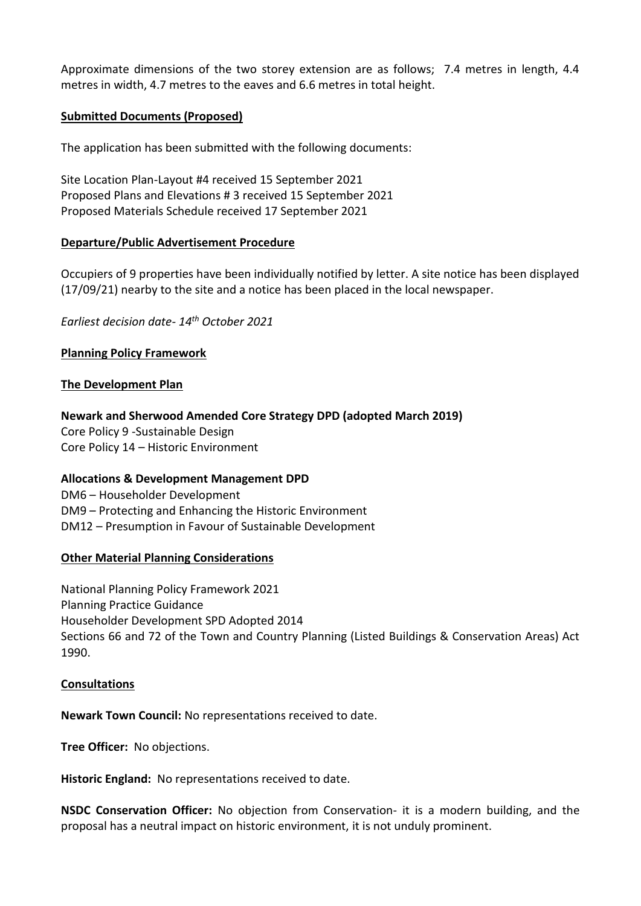Approximate dimensions of the two storey extension are as follows; 7.4 metres in length, 4.4 metres in width, 4.7 metres to the eaves and 6.6 metres in total height.

**Submitted Documents (Proposed)**

The application has been submitted with the following documents:

Site Location Plan-Layout #4 received 15 September 2021
Proposed Plans and Elevations # 3 received 15 September 2021
Proposed Materials Schedule received 17 September 2021

**Departure/Public Advertisement Procedure**

Occupiers of 9 properties have been individually notified by letter. A site notice has been displayed (17/09/21) nearby to the site and a notice has been placed in the local newspaper.

*Earliest decision date- 14th October 2021*

**Planning Policy Framework**

**The Development Plan**

**Newark and Sherwood Amended Core Strategy DPD (adopted March 2019)**
Core Policy 9 -Sustainable Design
Core Policy 14 – Historic Environment

**Allocations & Development Management DPD**
DM6 – Householder Development
DM9 – Protecting and Enhancing the Historic Environment
DM12 – Presumption in Favour of Sustainable Development

**Other Material Planning Considerations**

National Planning Policy Framework 2021
Planning Practice Guidance
Householder Development SPD Adopted 2014
Sections 66 and 72 of the Town and Country Planning (Listed Buildings & Conservation Areas) Act 1990.

**Consultations**

**Newark Town Council:** No representations received to date.

**Tree Officer:** No objections.

**Historic England:** No representations received to date.

**NSDC Conservation Officer:** No objection from Conservation- it is a modern building, and the proposal has a neutral impact on historic environment, it is not unduly prominent.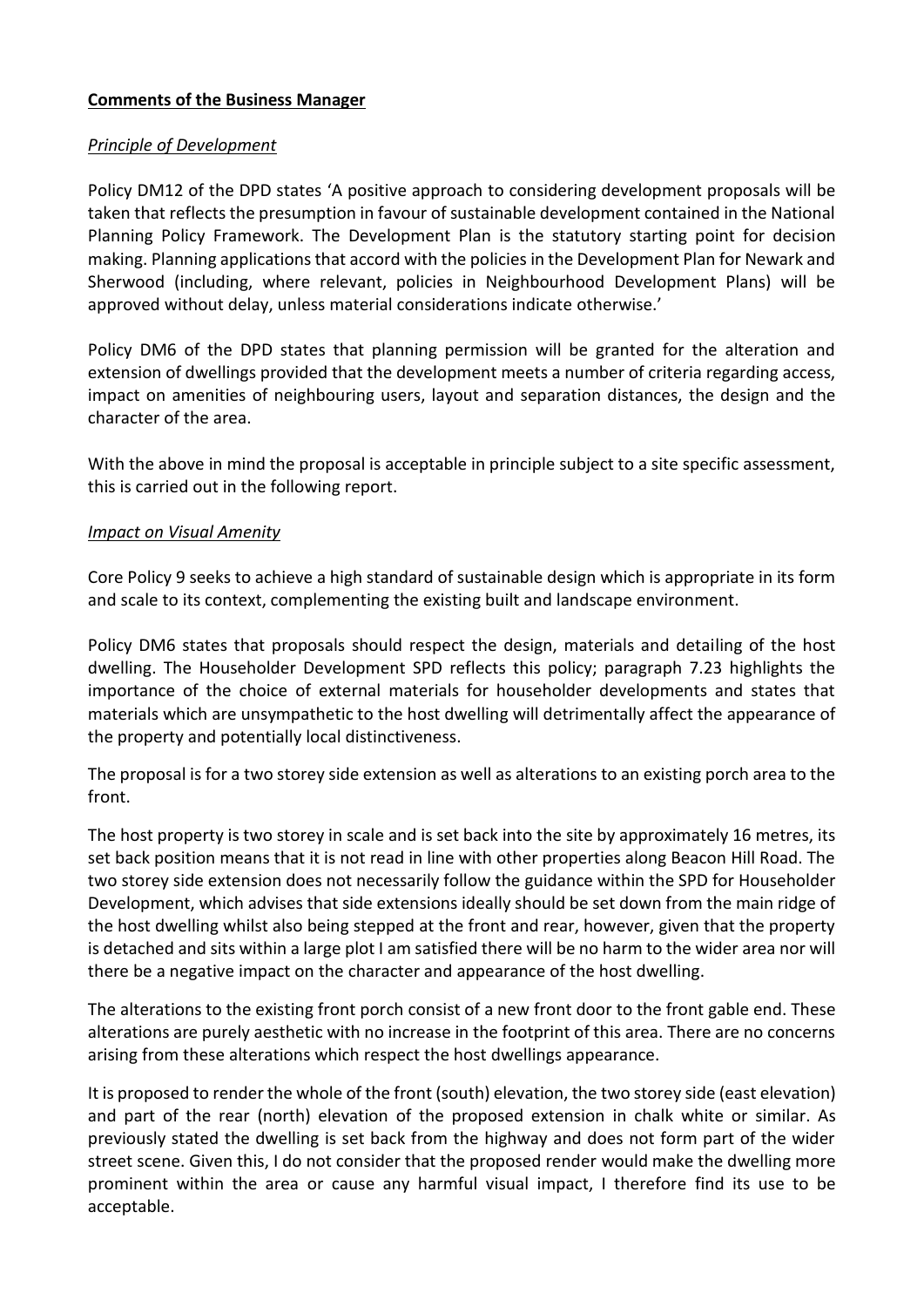**Comments of the Business Manager**

*Principle of Development*

Policy DM12 of the DPD states 'A positive approach to considering development proposals will be taken that reflects the presumption in favour of sustainable development contained in the National Planning Policy Framework. The Development Plan is the statutory starting point for decision making. Planning applications that accord with the policies in the Development Plan for Newark and Sherwood (including, where relevant, policies in Neighbourhood Development Plans) will be approved without delay, unless material considerations indicate otherwise.'

Policy DM6 of the DPD states that planning permission will be granted for the alteration and extension of dwellings provided that the development meets a number of criteria regarding access, impact on amenities of neighbouring users, layout and separation distances, the design and the character of the area.

With the above in mind the proposal is acceptable in principle subject to a site specific assessment, this is carried out in the following report.

*Impact on Visual Amenity*

Core Policy 9 seeks to achieve a high standard of sustainable design which is appropriate in its form and scale to its context, complementing the existing built and landscape environment.

Policy DM6 states that proposals should respect the design, materials and detailing of the host dwelling. The Householder Development SPD reflects this policy; paragraph 7.23 highlights the importance of the choice of external materials for householder developments and states that materials which are unsympathetic to the host dwelling will detrimentally affect the appearance of the property and potentially local distinctiveness.

The proposal is for a two storey side extension as well as alterations to an existing porch area to the front.

The host property is two storey in scale and is set back into the site by approximately 16 metres, its set back position means that it is not read in line with other properties along Beacon Hill Road. The two storey side extension does not necessarily follow the guidance within the SPD for Householder Development, which advises that side extensions ideally should be set down from the main ridge of the host dwelling whilst also being stepped at the front and rear, however, given that the property is detached and sits within a large plot I am satisfied there will be no harm to the wider area nor will there be a negative impact on the character and appearance of the host dwelling.

The alterations to the existing front porch consist of a new front door to the front gable end. These alterations are purely aesthetic with no increase in the footprint of this area. There are no concerns arising from these alterations which respect the host dwellings appearance.

It is proposed to render the whole of the front (south) elevation, the two storey side (east elevation) and part of the rear (north) elevation of the proposed extension in chalk white or similar. As previously stated the dwelling is set back from the highway and does not form part of the wider street scene. Given this, I do not consider that the proposed render would make the dwelling more prominent within the area or cause any harmful visual impact, I therefore find its use to be acceptable.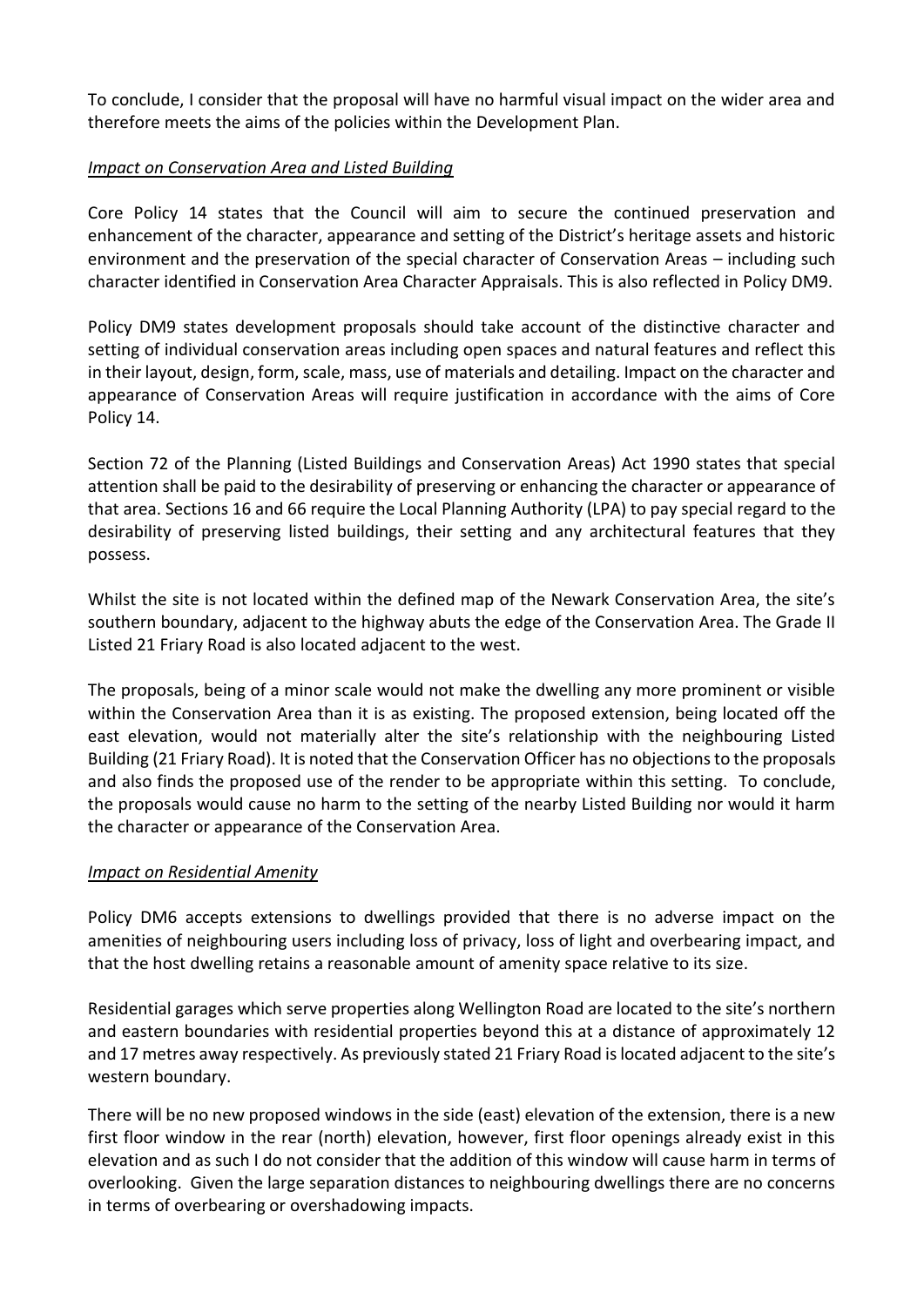To conclude, I consider that the proposal will have no harmful visual impact on the wider area and therefore meets the aims of the policies within the Development Plan.

*Impact on Conservation Area and Listed Building*

Core Policy 14 states that the Council will aim to secure the continued preservation and enhancement of the character, appearance and setting of the District's heritage assets and historic environment and the preservation of the special character of Conservation Areas – including such character identified in Conservation Area Character Appraisals. This is also reflected in Policy DM9.

Policy DM9 states development proposals should take account of the distinctive character and setting of individual conservation areas including open spaces and natural features and reflect this in their layout, design, form, scale, mass, use of materials and detailing. Impact on the character and appearance of Conservation Areas will require justification in accordance with the aims of Core Policy 14.

Section 72 of the Planning (Listed Buildings and Conservation Areas) Act 1990 states that special attention shall be paid to the desirability of preserving or enhancing the character or appearance of that area. Sections 16 and 66 require the Local Planning Authority (LPA) to pay special regard to the desirability of preserving listed buildings, their setting and any architectural features that they possess.

Whilst the site is not located within the defined map of the Newark Conservation Area, the site's southern boundary, adjacent to the highway abuts the edge of the Conservation Area. The Grade II Listed 21 Friary Road is also located adjacent to the west.

The proposals, being of a minor scale would not make the dwelling any more prominent or visible within the Conservation Area than it is as existing. The proposed extension, being located off the east elevation, would not materially alter the site's relationship with the neighbouring Listed Building (21 Friary Road). It is noted that the Conservation Officer has no objections to the proposals and also finds the proposed use of the render to be appropriate within this setting. To conclude, the proposals would cause no harm to the setting of the nearby Listed Building nor would it harm the character or appearance of the Conservation Area.

*Impact on Residential Amenity*

Policy DM6 accepts extensions to dwellings provided that there is no adverse impact on the amenities of neighbouring users including loss of privacy, loss of light and overbearing impact, and that the host dwelling retains a reasonable amount of amenity space relative to its size.

Residential garages which serve properties along Wellington Road are located to the site's northern and eastern boundaries with residential properties beyond this at a distance of approximately 12 and 17 metres away respectively. As previously stated 21 Friary Road is located adjacent to the site's western boundary.

There will be no new proposed windows in the side (east) elevation of the extension, there is a new first floor window in the rear (north) elevation, however, first floor openings already exist in this elevation and as such I do not consider that the addition of this window will cause harm in terms of overlooking. Given the large separation distances to neighbouring dwellings there are no concerns in terms of overbearing or overshadowing impacts.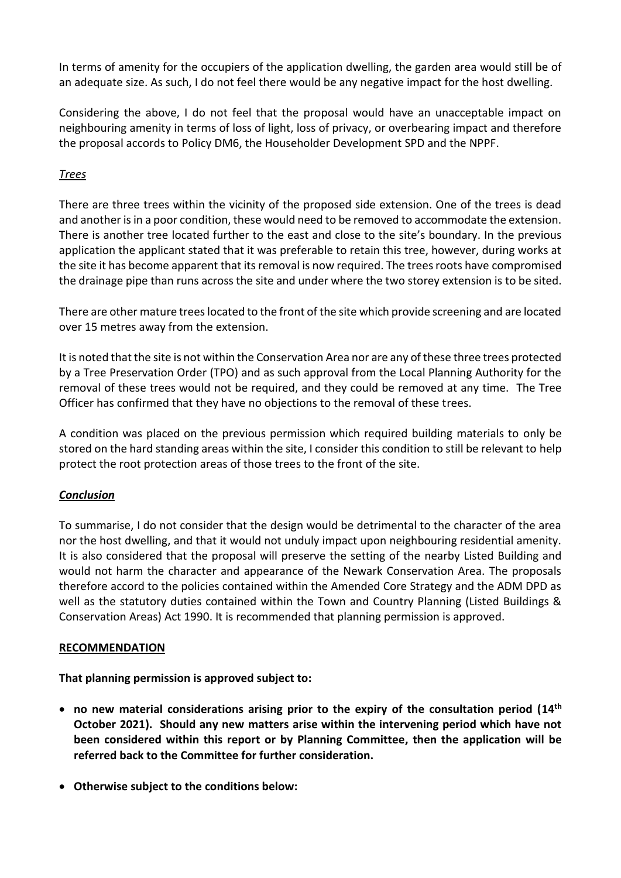In terms of amenity for the occupiers of the application dwelling, the garden area would still be of an adequate size. As such, I do not feel there would be any negative impact for the host dwelling.

Considering the above, I do not feel that the proposal would have an unacceptable impact on neighbouring amenity in terms of loss of light, loss of privacy, or overbearing impact and therefore the proposal accords to Policy DM6, the Householder Development SPD and the NPPF.

*Trees*

There are three trees within the vicinity of the proposed side extension. One of the trees is dead and another is in a poor condition, these would need to be removed to accommodate the extension. There is another tree located further to the east and close to the site's boundary. In the previous application the applicant stated that it was preferable to retain this tree, however, during works at the site it has become apparent that its removal is now required. The trees roots have compromised the drainage pipe than runs across the site and under where the two storey extension is to be sited.

There are other mature trees located to the front of the site which provide screening and are located over 15 metres away from the extension.

It is noted that the site is not within the Conservation Area nor are any of these three trees protected by a Tree Preservation Order (TPO) and as such approval from the Local Planning Authority for the removal of these trees would not be required, and they could be removed at any time. The Tree Officer has confirmed that they have no objections to the removal of these trees.

A condition was placed on the previous permission which required building materials to only be stored on the hard standing areas within the site, I consider this condition to still be relevant to help protect the root protection areas of those trees to the front of the site.

***Conclusion***

To summarise, I do not consider that the design would be detrimental to the character of the area nor the host dwelling, and that it would not unduly impact upon neighbouring residential amenity. It is also considered that the proposal will preserve the setting of the nearby Listed Building and would not harm the character and appearance of the Newark Conservation Area. The proposals therefore accord to the policies contained within the Amended Core Strategy and the ADM DPD as well as the statutory duties contained within the Town and Country Planning (Listed Buildings & Conservation Areas) Act 1990. It is recommended that planning permission is approved.

**RECOMMENDATION**

**That planning permission is approved subject to:**

- **no new material considerations arising prior to the expiry of the consultation period (14th October 2021). Should any new matters arise within the intervening period which have not been considered within this report or by Planning Committee, then the application will be referred back to the Committee for further consideration.**
- **Otherwise subject to the conditions below:**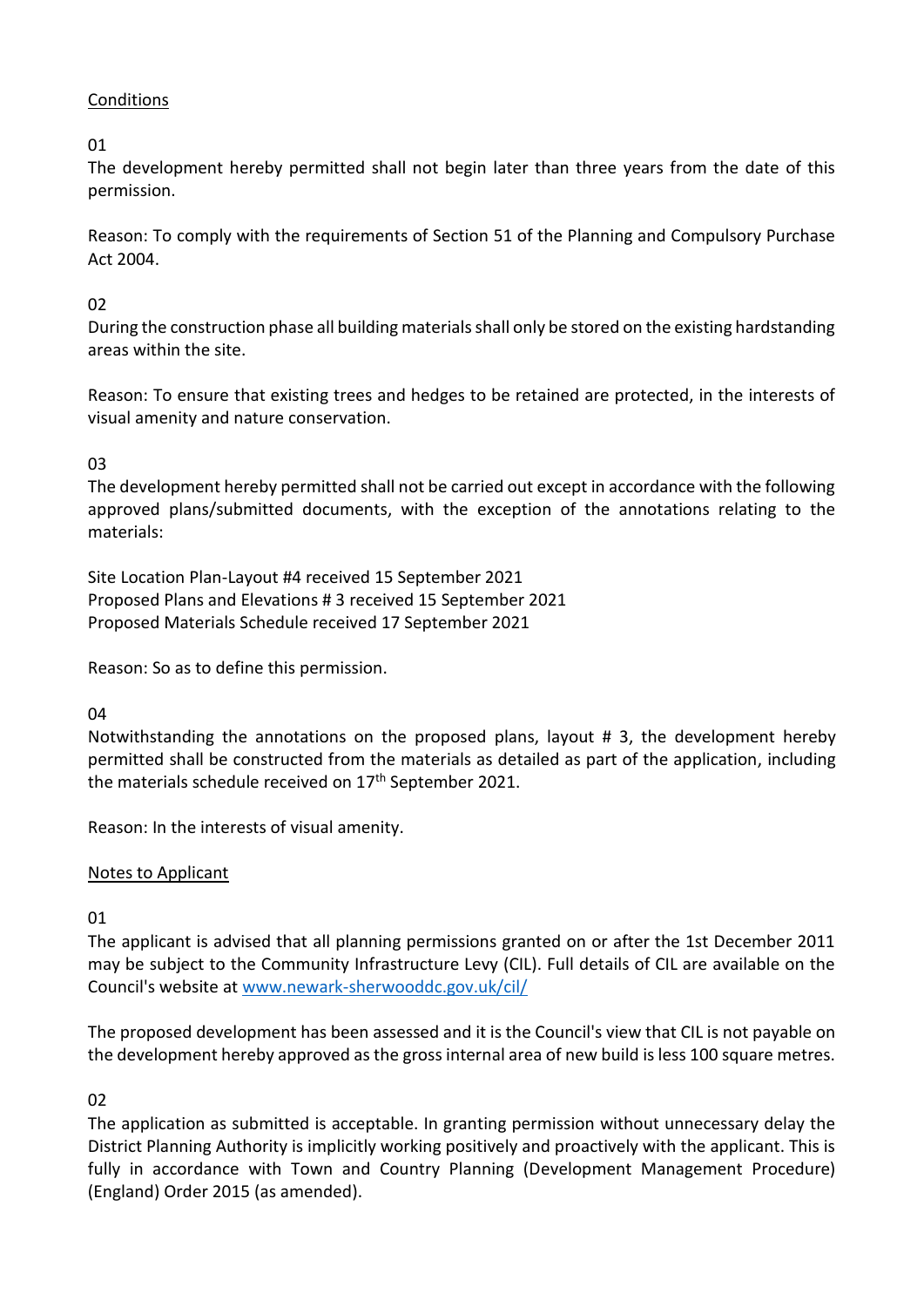Conditions

01

The development hereby permitted shall not begin later than three years from the date of this permission.

Reason: To comply with the requirements of Section 51 of the Planning and Compulsory Purchase Act 2004.

02

During the construction phase all building materials shall only be stored on the existing hardstanding areas within the site.

Reason: To ensure that existing trees and hedges to be retained are protected, in the interests of visual amenity and nature conservation.

03

The development hereby permitted shall not be carried out except in accordance with the following approved plans/submitted documents, with the exception of the annotations relating to the materials:

Site Location Plan-Layout #4 received 15 September 2021
Proposed Plans and Elevations # 3 received 15 September 2021
Proposed Materials Schedule received 17 September 2021

Reason: So as to define this permission.

04

Notwithstanding the annotations on the proposed plans, layout # 3, the development hereby permitted shall be constructed from the materials as detailed as part of the application, including the materials schedule received on 17th September 2021.

Reason: In the interests of visual amenity.

Notes to Applicant

01

The applicant is advised that all planning permissions granted on or after the 1st December 2011 may be subject to the Community Infrastructure Levy (CIL). Full details of CIL are available on the Council's website at www.newark-sherwooddc.gov.uk/cil/

The proposed development has been assessed and it is the Council's view that CIL is not payable on the development hereby approved as the gross internal area of new build is less 100 square metres.

02

The application as submitted is acceptable. In granting permission without unnecessary delay the District Planning Authority is implicitly working positively and proactively with the applicant. This is fully in accordance with Town and Country Planning (Development Management Procedure) (England) Order 2015 (as amended).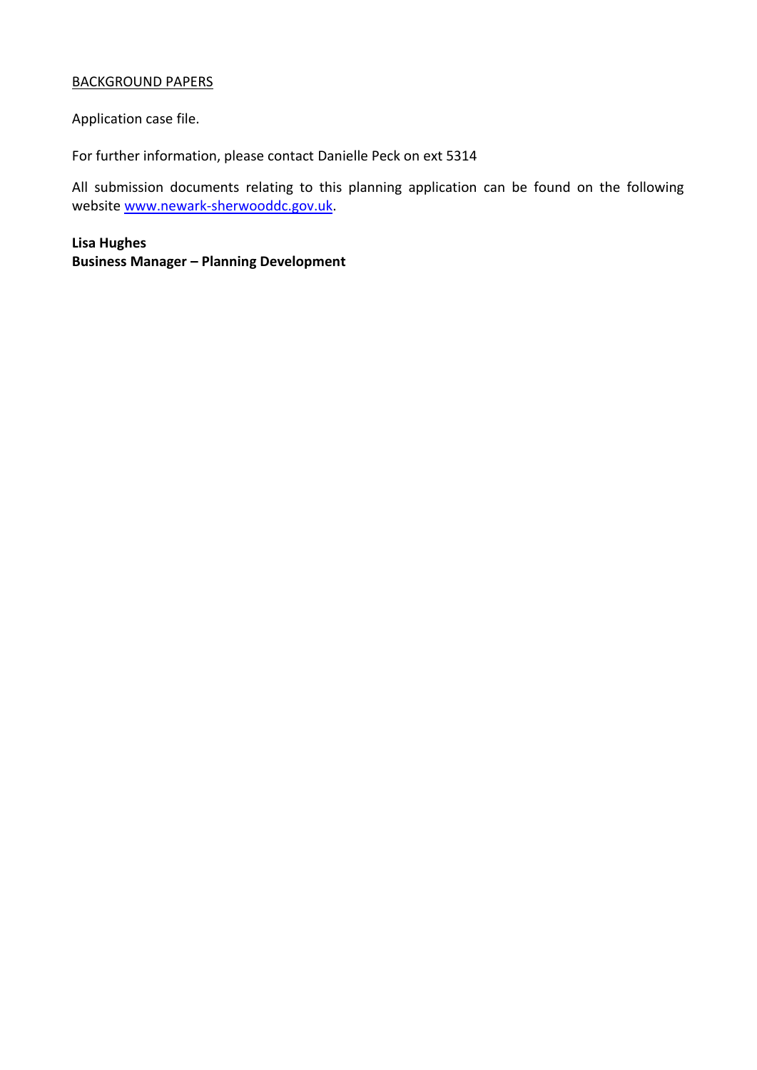BACKGROUND PAPERS

Application case file.

For further information, please contact Danielle Peck on ext 5314

All submission documents relating to this planning application can be found on the following website [www.newark-sherwooddc.gov.uk](http://www.newark-sherwooddc.gov.uk).

**Lisa Hughes**
**Business Manager – Planning Development**